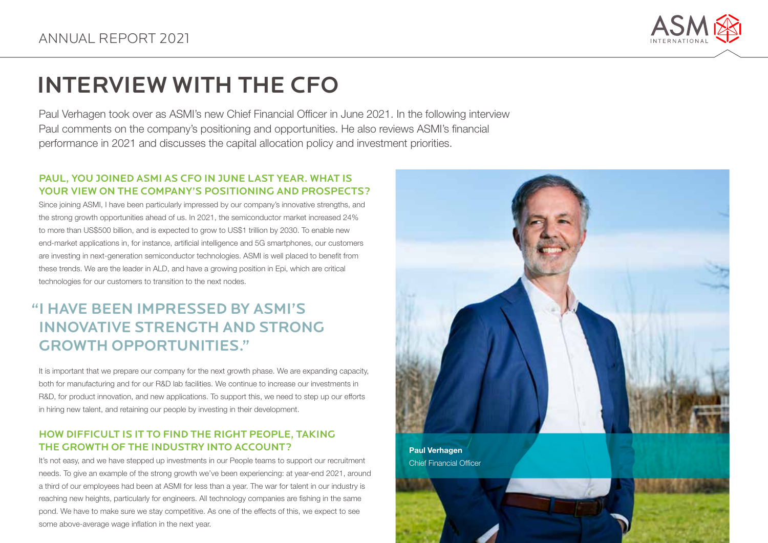# INTERVIEW WITH THE CFO

Paul Verhagen took over as ASMI's new Chief Financial Officer in June 2021. In the following interview Paul comments on the company's positioning and opportunities. He also reviews ASMI's financial performance in 2021 and discusses the capital allocation policy and investment priorities.

### PAUL, YOU JOINED ASMI AS CFO IN JUNE LAST YEAR. WHAT IS YOUR VIEW ON THE COMPANY'S POSITIONING AND PROSPECTS?

Since joining ASMI, I have been particularly impressed by our company's innovative strengths, and the strong growth opportunities ahead of us. In 2021, the semiconductor market increased 24% to more than US$500 billion, and is expected to grow to US$1 trillion by 2030. To enable new end-market applications in, for instance, artificial intelligence and 5G smartphones, our customers are investing in next-generation semiconductor technologies. ASMI is well placed to benefit from these trends. We are the leader in ALD, and have a growing position in Epi, which are critical technologies for our customers to transition to the next nodes.

> "I HAVE BEEN IMPRESSED BY ASMI'S INNOVATIVE STRENGTH AND STRONG GROWTH OPPORTUNITIES."

It is important that we prepare our company for the next growth phase. We are expanding capacity, both for manufacturing and for our R&D lab facilities. We continue to increase our investments in R&D, for product innovation, and new applications. To support this, we need to step up our efforts in hiring new talent, and retaining our people by investing in their development.

### HOW DIFFICULT IS IT TO FIND THE RIGHT PEOPLE, TAKING THE GROWTH OF THE INDUSTRY INTO ACCOUNT?

It's not easy, and we have stepped up investments in our People teams to support our recruitment needs. To give an example of the strong growth we've been experiencing: at year-end 2021, around a third of our employees had been at ASMI for less than a year. The war for talent in our industry is reaching new heights, particularly for engineers. All technology companies are fishing in the same pond. We have to make sure we stay competitive. As one of the effects of this, we expect to see some above-average wage inflation in the next year.

**Paul Verhagen**
Chief Financial Officer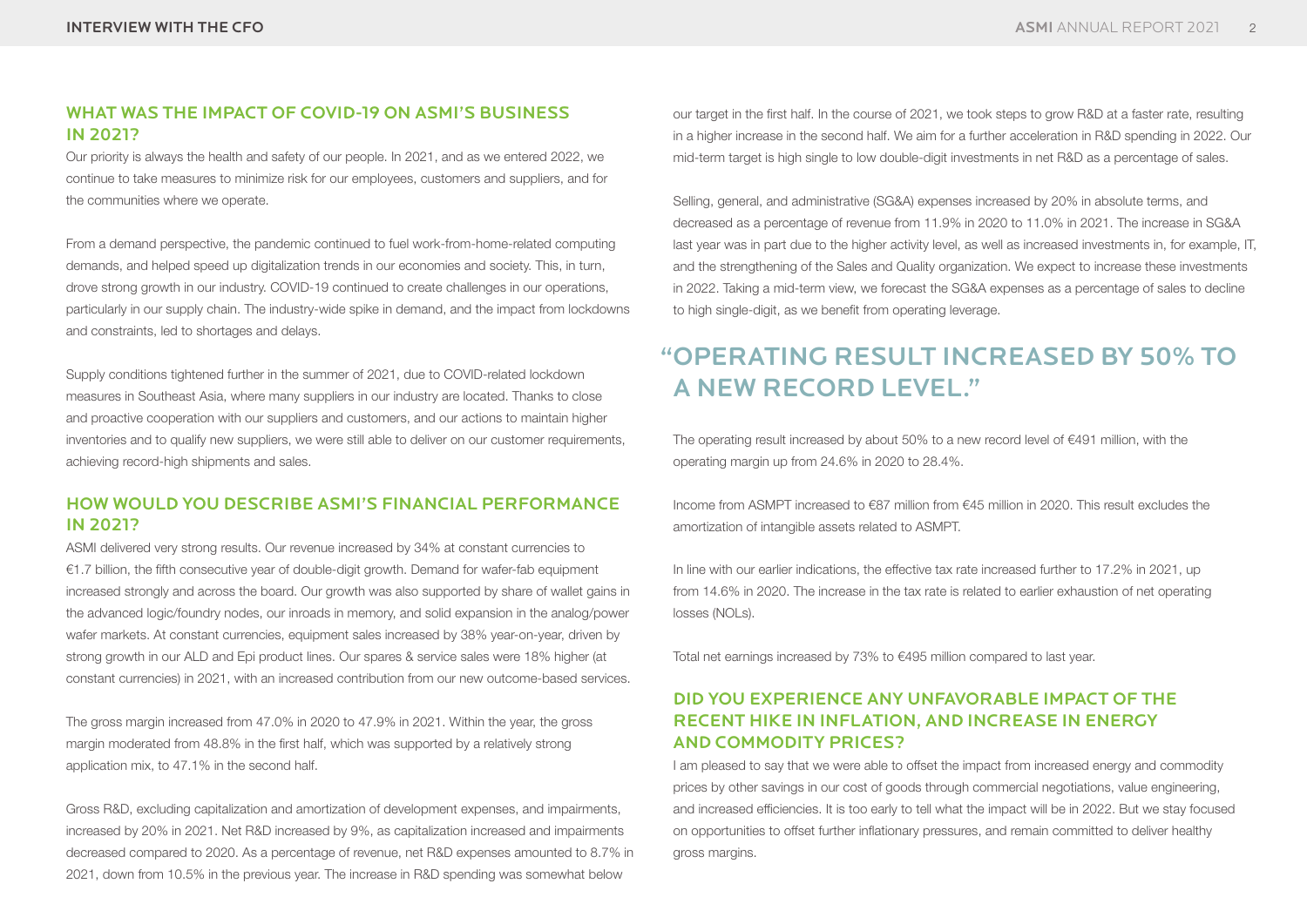## WHAT WAS THE IMPACT OF COVID-19 ON ASMI'S BUSINESS IN 2021?

Our priority is always the health and safety of our people. In 2021, and as we entered 2022, we continue to take measures to minimize risk for our employees, customers and suppliers, and for the communities where we operate.

From a demand perspective, the pandemic continued to fuel work-from-home-related computing demands, and helped speed up digitalization trends in our economies and society. This, in turn, drove strong growth in our industry. COVID-19 continued to create challenges in our operations, particularly in our supply chain. The industry-wide spike in demand, and the impact from lockdowns and constraints, led to shortages and delays.

Supply conditions tightened further in the summer of 2021, due to COVID-related lockdown measures in Southeast Asia, where many suppliers in our industry are located. Thanks to close and proactive cooperation with our suppliers and customers, and our actions to maintain higher inventories and to qualify new suppliers, we were still able to deliver on our customer requirements, achieving record-high shipments and sales.

## HOW WOULD YOU DESCRIBE ASMI'S FINANCIAL PERFORMANCE IN 2021?

ASMI delivered very strong results. Our revenue increased by 34% at constant currencies to €1.7 billion, the fifth consecutive year of double-digit growth. Demand for wafer-fab equipment increased strongly and across the board. Our growth was also supported by share of wallet gains in the advanced logic/foundry nodes, our inroads in memory, and solid expansion in the analog/power wafer markets. At constant currencies, equipment sales increased by 38% year-on-year, driven by strong growth in our ALD and Epi product lines. Our spares & service sales were 18% higher (at constant currencies) in 2021, with an increased contribution from our new outcome-based services.

The gross margin increased from 47.0% in 2020 to 47.9% in 2021. Within the year, the gross margin moderated from 48.8% in the first half, which was supported by a relatively strong application mix, to 47.1% in the second half.

Gross R&D, excluding capitalization and amortization of development expenses, and impairments, increased by 20% in 2021. Net R&D increased by 9%, as capitalization increased and impairments decreased compared to 2020. As a percentage of revenue, net R&D expenses amounted to 8.7% in 2021, down from 10.5% in the previous year. The increase in R&D spending was somewhat below our target in the first half. In the course of 2021, we took steps to grow R&D at a faster rate, resulting in a higher increase in the second half. We aim for a further acceleration in R&D spending in 2022. Our mid-term target is high single to low double-digit investments in net R&D as a percentage of sales.

Selling, general, and administrative (SG&A) expenses increased by 20% in absolute terms, and decreased as a percentage of revenue from 11.9% in 2020 to 11.0% in 2021. The increase in SG&A last year was in part due to the higher activity level, as well as increased investments in, for example, IT, and the strengthening of the Sales and Quality organization. We expect to increase these investments in 2022. Taking a mid-term view, we forecast the SG&A expenses as a percentage of sales to decline to high single-digit, as we benefit from operating leverage.

> **"OPERATING RESULT INCREASED BY 50% TO A NEW RECORD LEVEL."**

The operating result increased by about 50% to a new record level of €491 million, with the operating margin up from 24.6% in 2020 to 28.4%.

Income from ASMPT increased to €87 million from €45 million in 2020. This result excludes the amortization of intangible assets related to ASMPT.

In line with our earlier indications, the effective tax rate increased further to 17.2% in 2021, up from 14.6% in 2020. The increase in the tax rate is related to earlier exhaustion of net operating losses (NOLs).

Total net earnings increased by 73% to €495 million compared to last year.

## DID YOU EXPERIENCE ANY UNFAVORABLE IMPACT OF THE RECENT HIKE IN INFLATION, AND INCREASE IN ENERGY AND COMMODITY PRICES?

I am pleased to say that we were able to offset the impact from increased energy and commodity prices by other savings in our cost of goods through commercial negotiations, value engineering, and increased efficiencies. It is too early to tell what the impact will be in 2022. But we stay focused on opportunities to offset further inflationary pressures, and remain committed to deliver healthy gross margins.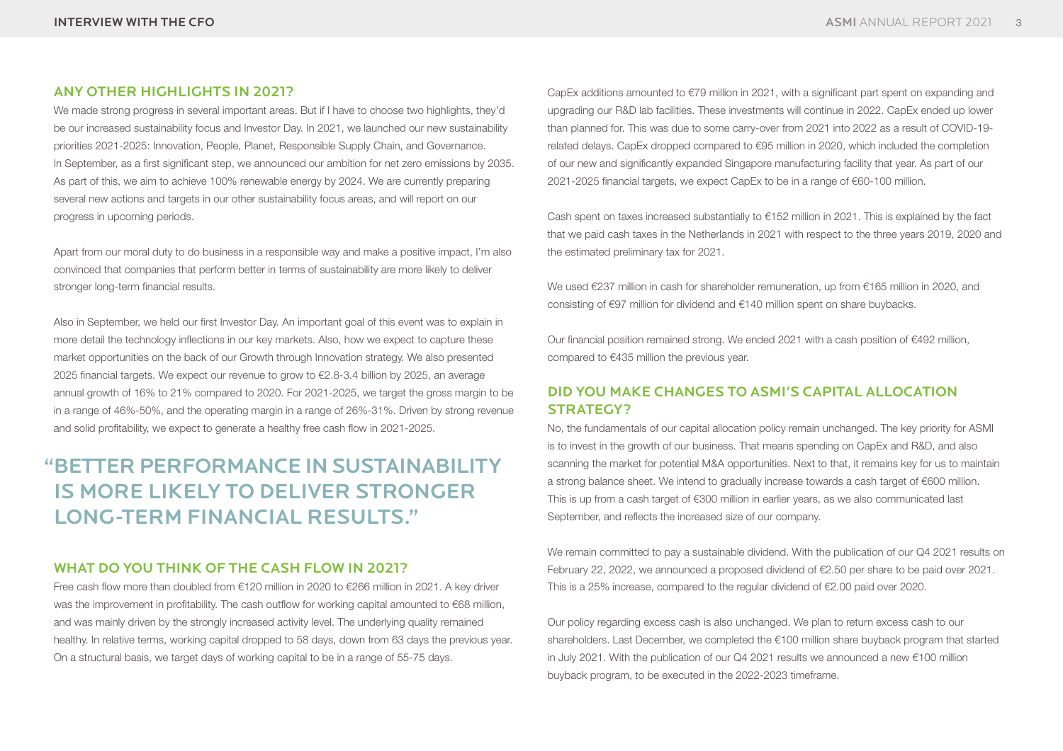## ANY OTHER HIGHLIGHTS IN 2021?

We made strong progress in several important areas. But if I have to choose two highlights, they'd be our increased sustainability focus and Investor Day. In 2021, we launched our new sustainability priorities 2021-2025: Innovation, People, Planet, Responsible Supply Chain, and Governance. In September, as a first significant step, we announced our ambition for net zero emissions by 2035. As part of this, we aim to achieve 100% renewable energy by 2024. We are currently preparing several new actions and targets in our other sustainability focus areas, and will report on our progress in upcoming periods.

Apart from our moral duty to do business in a responsible way and make a positive impact, I'm also convinced that companies that perform better in terms of sustainability are more likely to deliver stronger long-term financial results.

Also in September, we held our first Investor Day. An important goal of this event was to explain in more detail the technology inflections in our key markets. Also, how we expect to capture these market opportunities on the back of our Growth through Innovation strategy. We also presented 2025 financial targets. We expect our revenue to grow to €2.8-3.4 billion by 2025, an average annual growth of 16% to 21% compared to 2020. For 2021-2025, we target the gross margin to be in a range of 46%-50%, and the operating margin in a range of 26%-31%. Driven by strong revenue and solid profitability, we expect to generate a healthy free cash flow in 2021-2025.

> **"BETTER PERFORMANCE IN SUSTAINABILITY IS MORE LIKELY TO DELIVER STRONGER LONG-TERM FINANCIAL RESULTS."**

## WHAT DO YOU THINK OF THE CASH FLOW IN 2021?

Free cash flow more than doubled from €120 million in 2020 to €266 million in 2021. A key driver was the improvement in profitability. The cash outflow for working capital amounted to €68 million, and was mainly driven by the strongly increased activity level. The underlying quality remained healthy. In relative terms, working capital dropped to 58 days, down from 63 days the previous year. On a structural basis, we target days of working capital to be in a range of 55-75 days.

CapEx additions amounted to €79 million in 2021, with a significant part spent on expanding and upgrading our R&D lab facilities. These investments will continue in 2022. CapEx ended up lower than planned for. This was due to some carry-over from 2021 into 2022 as a result of COVID-19-related delays. CapEx dropped compared to €95 million in 2020, which included the completion of our new and significantly expanded Singapore manufacturing facility that year. As part of our 2021-2025 financial targets, we expect CapEx to be in a range of €60-100 million.

Cash spent on taxes increased substantially to €152 million in 2021. This is explained by the fact that we paid cash taxes in the Netherlands in 2021 with respect to the three years 2019, 2020 and the estimated preliminary tax for 2021.

We used €237 million in cash for shareholder remuneration, up from €165 million in 2020, and consisting of €97 million for dividend and €140 million spent on share buybacks.

Our financial position remained strong. We ended 2021 with a cash position of €492 million, compared to €435 million the previous year.

## DID YOU MAKE CHANGES TO ASMI'S CAPITAL ALLOCATION STRATEGY?

No, the fundamentals of our capital allocation policy remain unchanged. The key priority for ASMI is to invest in the growth of our business. That means spending on CapEx and R&D, and also scanning the market for potential M&A opportunities. Next to that, it remains key for us to maintain a strong balance sheet. We intend to gradually increase towards a cash target of €600 million. This is up from a cash target of €300 million in earlier years, as we also communicated last September, and reflects the increased size of our company.

We remain committed to pay a sustainable dividend. With the publication of our Q4 2021 results on February 22, 2022, we announced a proposed dividend of €2.50 per share to be paid over 2021. This is a 25% increase, compared to the regular dividend of €2.00 paid over 2020.

Our policy regarding excess cash is also unchanged. We plan to return excess cash to our shareholders. Last December, we completed the €100 million share buyback program that started in July 2021. With the publication of our Q4 2021 results we announced a new €100 million buyback program, to be executed in the 2022-2023 timeframe.